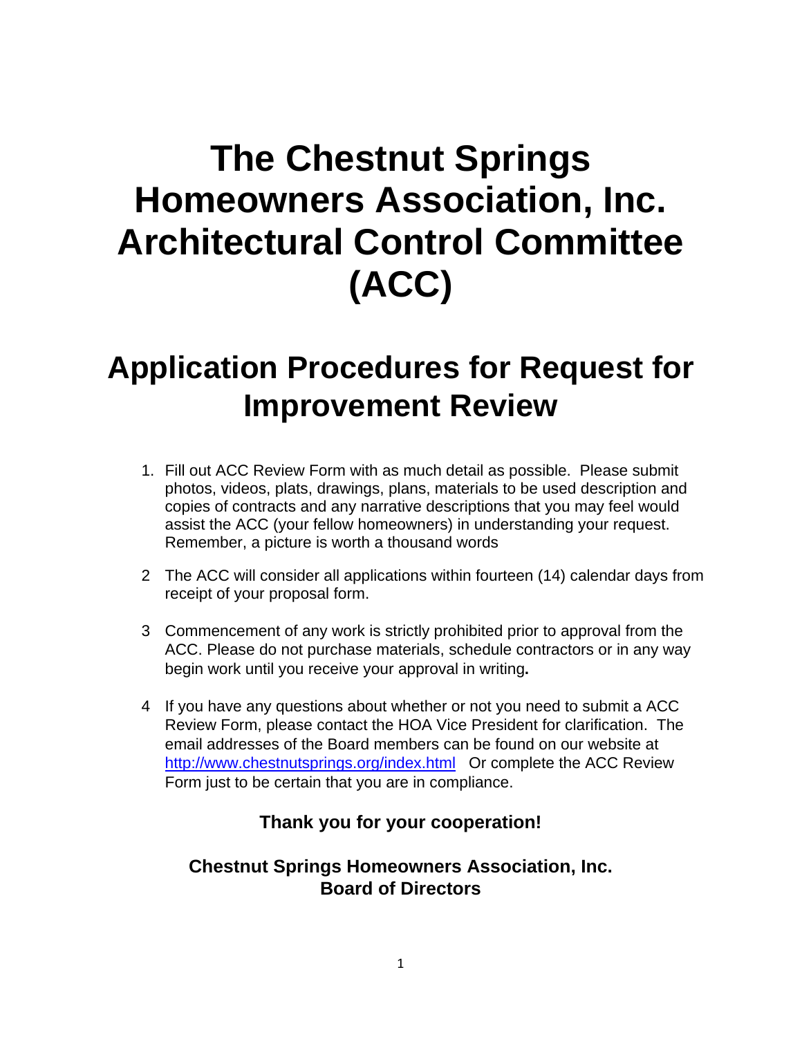# The Chestnut Springs Homeowners Association, Inc. Architectural Control Committee (ACC)

## Application Procedures for Request for Improvement Review

1. Fill out ACC Review Form with as much detail as possible. Please submit photos, videos, plats, drawings, plans, materials to be used description and copies of contracts and any narrative descriptions that you may feel would assist the ACC (your fellow homeowners) in understanding your request. Remember, a picture is worth a thousand words

2. The ACC will consider all applications within fourteen (14) calendar days from receipt of your proposal form.

3. Commencement of any work is strictly prohibited prior to approval from the ACC. Please do not purchase materials, schedule contractors or in any way begin work until you receive your approval in writing**.**

4. If you have any questions about whether or not you need to submit a ACC Review Form, please contact the HOA Vice President for clarification. The email addresses of the Board members can be found on our website at [http://www.chestnutsprings.org/index.html](http://www.chestnutsprings.org/index.html) Or complete the ACC Review Form just to be certain that you are in compliance.

**Thank you for your cooperation!**

**Chestnut Springs Homeowners Association, Inc.**
**Board of Directors**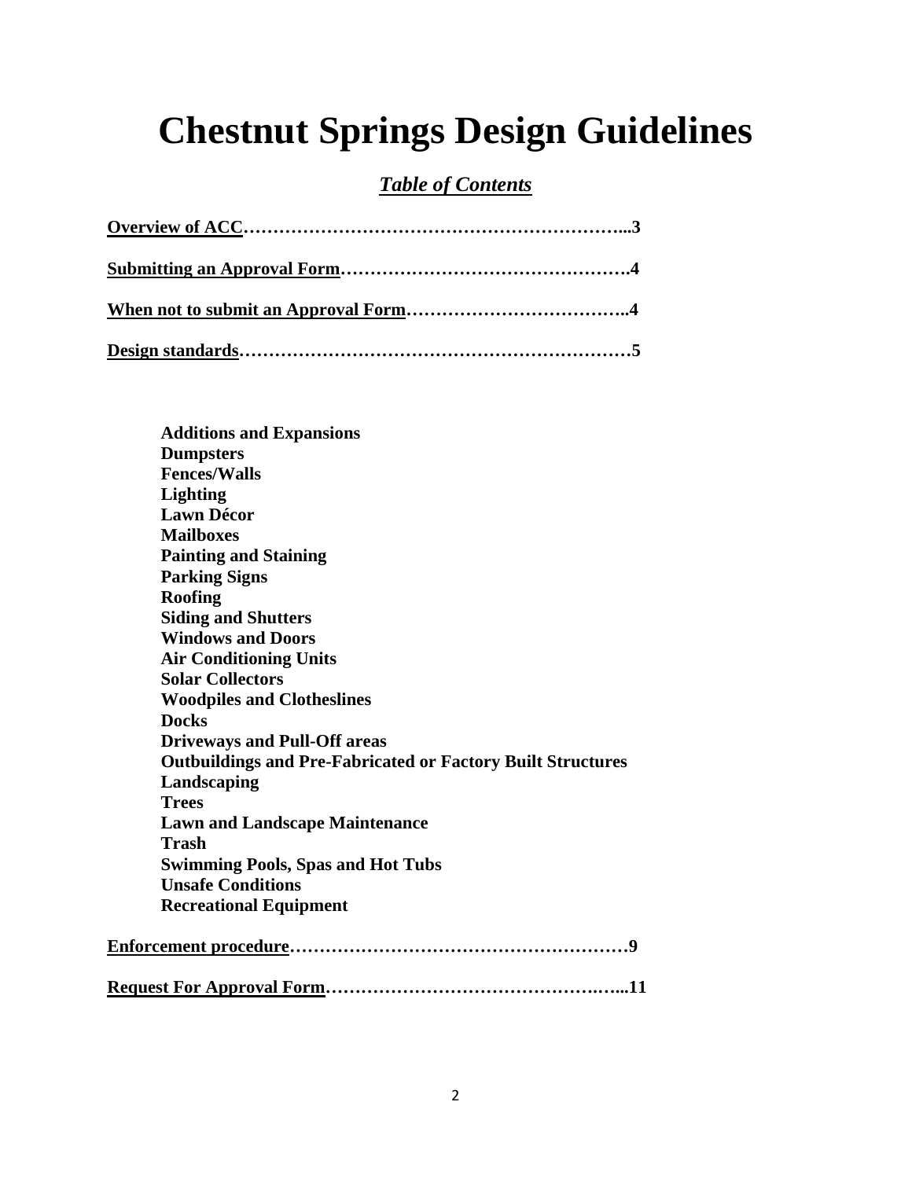# Chestnut Springs Design Guidelines

***Table of Contents***

**Overview of ACC……………………………………………………...3**

**Submitting an Approval Form………………………………………….4**

**When not to submit an Approval Form………………………………..4**

**Design standards…………………………………………………………5**

- **Additions and Expansions**
- **Dumpsters**
- **Fences/Walls**
- **Lighting**
- **Lawn Décor**
- **Mailboxes**
- **Painting and Staining**
- **Parking Signs**
- **Roofing**
- **Siding and Shutters**
- **Windows and Doors**
- **Air Conditioning Units**
- **Solar Collectors**
- **Woodpiles and Clotheslines**
- **Docks**
- **Driveways and Pull-Off areas**
- **Outbuildings and Pre-Fabricated or Factory Built Structures**
- **Landscaping**
- **Trees**
- **Lawn and Landscape Maintenance**
- **Trash**
- **Swimming Pools, Spas and Hot Tubs**
- **Unsafe Conditions**
- **Recreational Equipment**

**Enforcement procedure…………………………………………………9**

**Request For Approval Form……………………………………….…...11**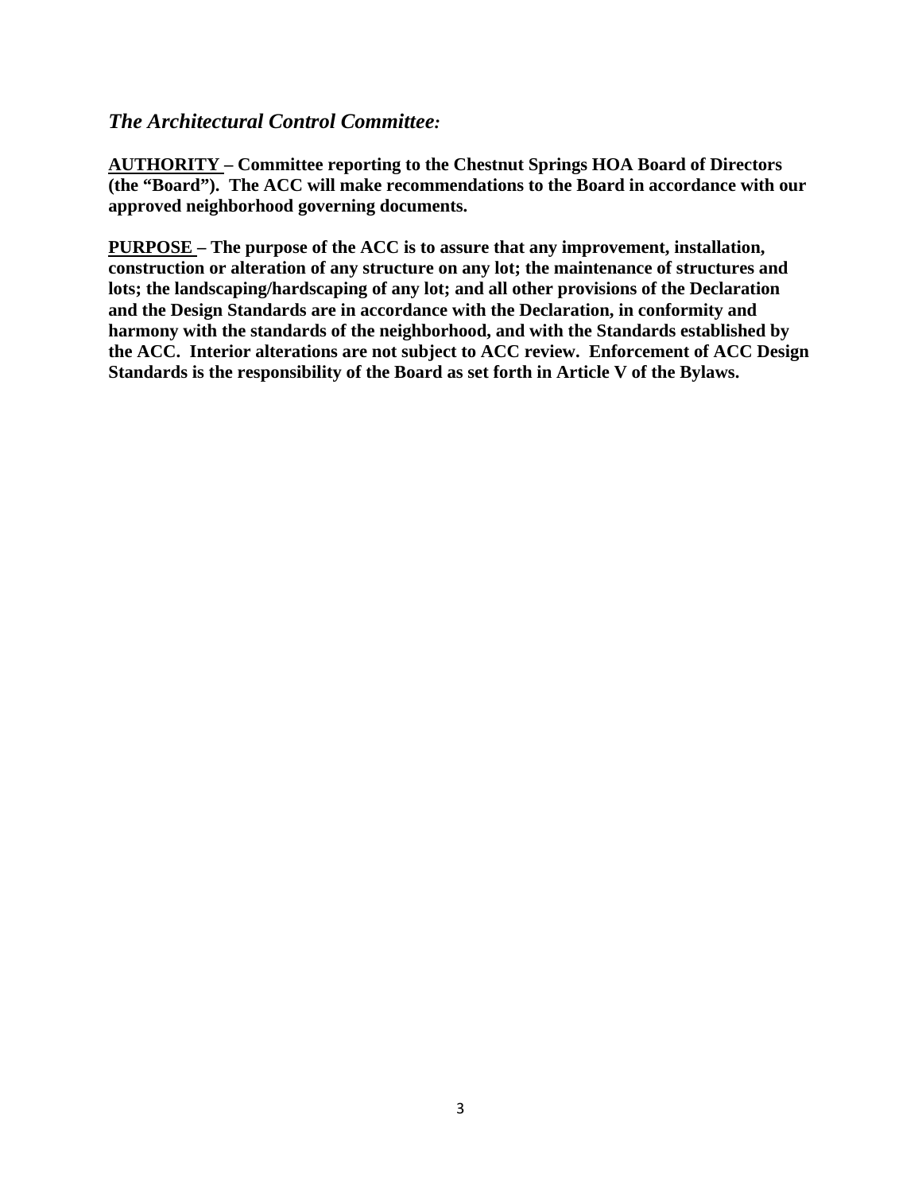### *The Architectural Control Committee:*

**AUTHORITY – Committee reporting to the Chestnut Springs HOA Board of Directors (the "Board"). The ACC will make recommendations to the Board in accordance with our approved neighborhood governing documents.**

**PURPOSE – The purpose of the ACC is to assure that any improvement, installation, construction or alteration of any structure on any lot; the maintenance of structures and lots; the landscaping/hardscaping of any lot; and all other provisions of the Declaration and the Design Standards are in accordance with the Declaration, in conformity and harmony with the standards of the neighborhood, and with the Standards established by the ACC. Interior alterations are not subject to ACC review. Enforcement of ACC Design Standards is the responsibility of the Board as set forth in Article V of the Bylaws.**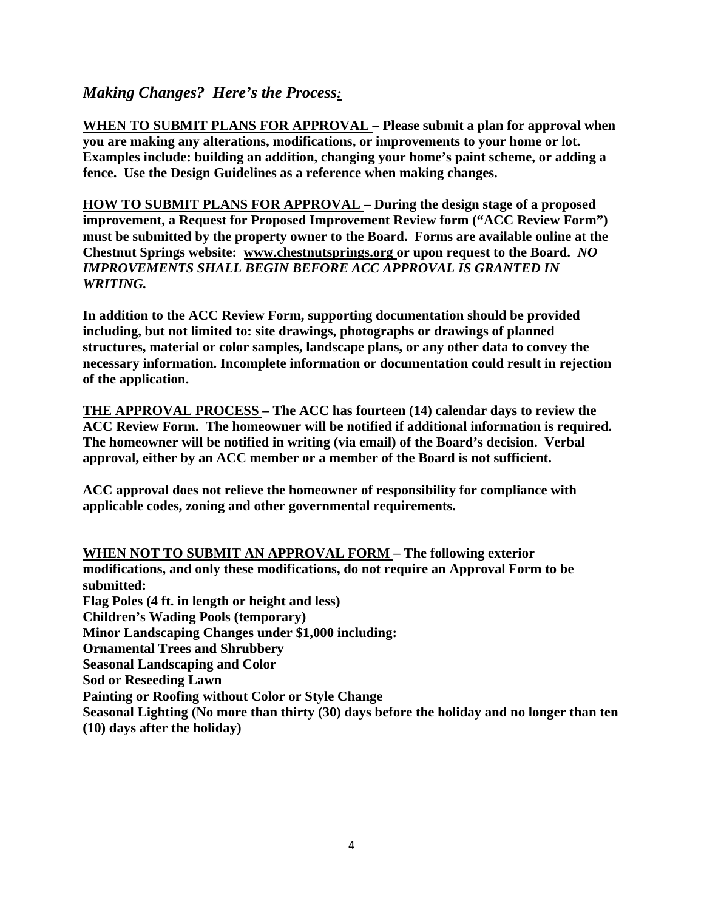## *Making Changes? Here's the Process:*

**<u>WHEN TO SUBMIT PLANS FOR APPROVAL</u> – Please submit a plan for approval when you are making any alterations, modifications, or improvements to your home or lot. Examples include: building an addition, changing your home's paint scheme, or adding a fence. Use the Design Guidelines as a reference when making changes.**

**<u>HOW TO SUBMIT PLANS FOR APPROVAL</u> – During the design stage of a proposed improvement, a Request for Proposed Improvement Review form ("ACC Review Form") must be submitted by the property owner to the Board. Forms are available online at the Chestnut Springs website: <u>www.chestnutsprings.org</u> or upon request to the Board. *NO IMPROVEMENTS SHALL BEGIN BEFORE ACC APPROVAL IS GRANTED IN WRITING.***

**In addition to the ACC Review Form, supporting documentation should be provided including, but not limited to: site drawings, photographs or drawings of planned structures, material or color samples, landscape plans, or any other data to convey the necessary information. Incomplete information or documentation could result in rejection of the application.**

**<u>THE APPROVAL PROCESS</u> – The ACC has fourteen (14) calendar days to review the ACC Review Form. The homeowner will be notified if additional information is required. The homeowner will be notified in writing (via email) of the Board's decision. Verbal approval, either by an ACC member or a member of the Board is not sufficient.**

**ACC approval does not relieve the homeowner of responsibility for compliance with applicable codes, zoning and other governmental requirements.**

**<u>WHEN NOT TO SUBMIT AN APPROVAL FORM</u> – The following exterior modifications, and only these modifications, do not require an Approval Form to be submitted:**

**Flag Poles (4 ft. in length or height and less)**
**Children's Wading Pools (temporary)**
**Minor Landscaping Changes under $1,000 including:**
**Ornamental Trees and Shrubbery**
**Seasonal Landscaping and Color**
**Sod or Reseeding Lawn**
**Painting or Roofing without Color or Style Change**
**Seasonal Lighting (No more than thirty (30) days before the holiday and no longer than ten (10) days after the holiday)**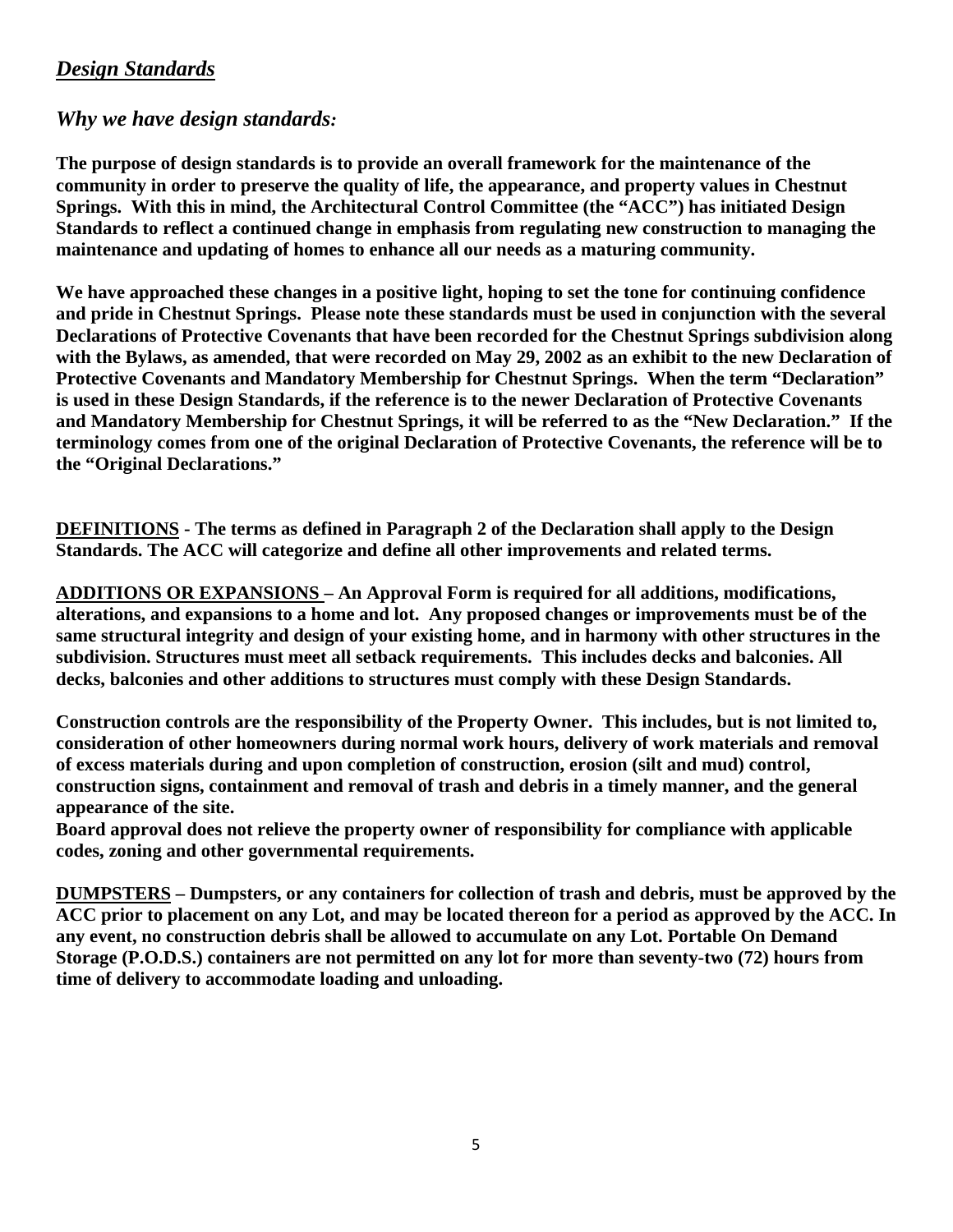## ***Design Standards***

### *Why we have design standards:*

**The purpose of design standards is to provide an overall framework for the maintenance of the community in order to preserve the quality of life, the appearance, and property values in Chestnut Springs. With this in mind, the Architectural Control Committee (the "ACC") has initiated Design Standards to reflect a continued change in emphasis from regulating new construction to managing the maintenance and updating of homes to enhance all our needs as a maturing community.**

**We have approached these changes in a positive light, hoping to set the tone for continuing confidence and pride in Chestnut Springs. Please note these standards must be used in conjunction with the several Declarations of Protective Covenants that have been recorded for the Chestnut Springs subdivision along with the Bylaws, as amended, that were recorded on May 29, 2002 as an exhibit to the new Declaration of Protective Covenants and Mandatory Membership for Chestnut Springs. When the term "Declaration" is used in these Design Standards, if the reference is to the newer Declaration of Protective Covenants and Mandatory Membership for Chestnut Springs, it will be referred to as the "New Declaration." If the terminology comes from one of the original Declaration of Protective Covenants, the reference will be to the "Original Declarations."**

**<u>DEFINITIONS</u> - The terms as defined in Paragraph 2 of the Declaration shall apply to the Design Standards. The ACC will categorize and define all other improvements and related terms.**

**<u>ADDITIONS OR EXPANSIONS</u> – An Approval Form is required for all additions, modifications, alterations, and expansions to a home and lot. Any proposed changes or improvements must be of the same structural integrity and design of your existing home, and in harmony with other structures in the subdivision. Structures must meet all setback requirements. This includes decks and balconies. All decks, balconies and other additions to structures must comply with these Design Standards.**

**Construction controls are the responsibility of the Property Owner. This includes, but is not limited to, consideration of other homeowners during normal work hours, delivery of work materials and removal of excess materials during and upon completion of construction, erosion (silt and mud) control, construction signs, containment and removal of trash and debris in a timely manner, and the general appearance of the site.**

**Board approval does not relieve the property owner of responsibility for compliance with applicable codes, zoning and other governmental requirements.**

**<u>DUMPSTERS</u> – Dumpsters, or any containers for collection of trash and debris, must be approved by the ACC prior to placement on any Lot, and may be located thereon for a period as approved by the ACC. In any event, no construction debris shall be allowed to accumulate on any Lot. Portable On Demand Storage (P.O.D.S.) containers are not permitted on any lot for more than seventy-two (72) hours from time of delivery to accommodate loading and unloading.**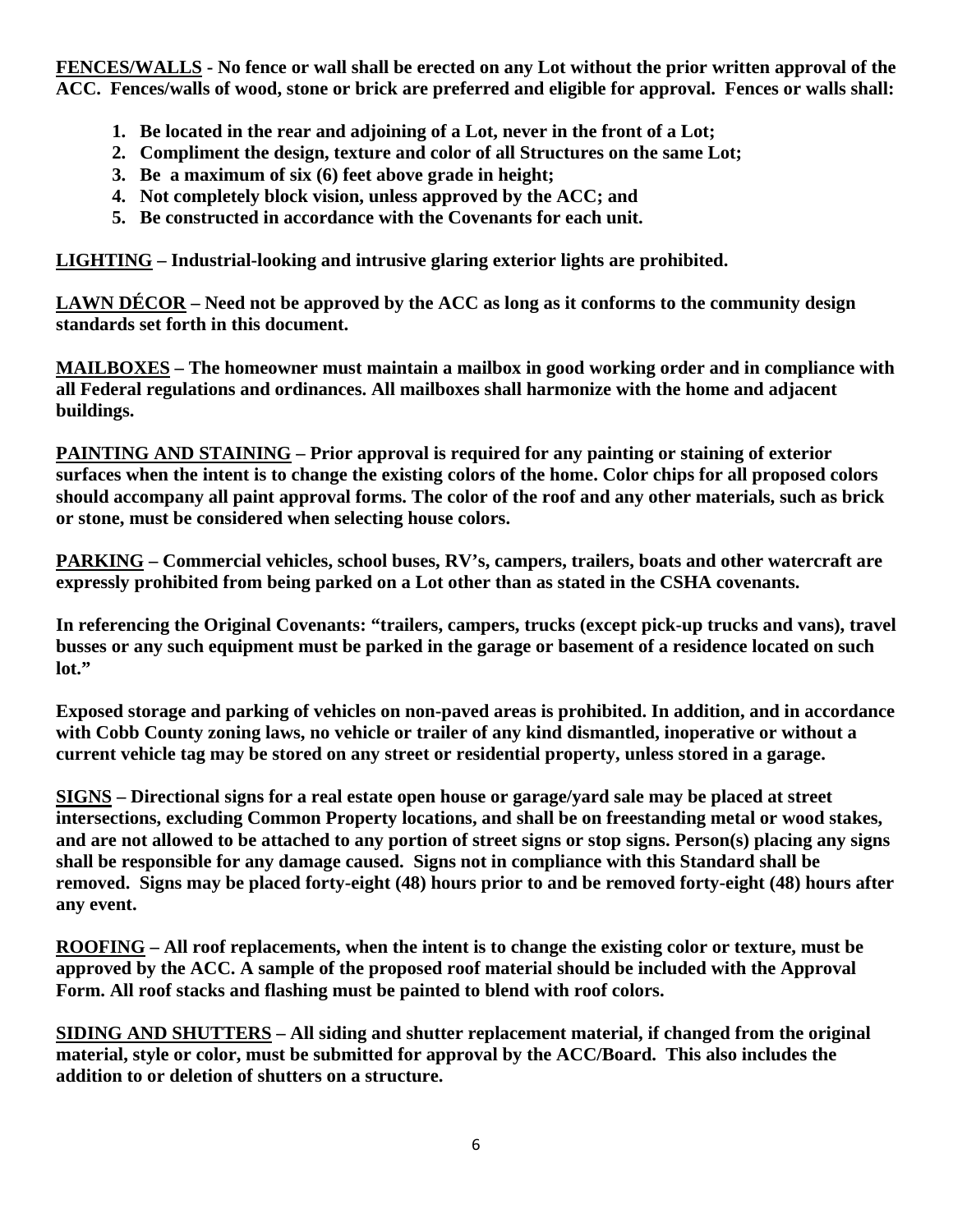**<u>FENCES/WALLS</u> - No fence or wall shall be erected on any Lot without the prior written approval of the ACC. Fences/walls of wood, stone or brick are preferred and eligible for approval. Fences or walls shall:**

1. **Be located in the rear and adjoining of a Lot, never in the front of a Lot;**
2. **Compliment the design, texture and color of all Structures on the same Lot;**
3. **Be a maximum of six (6) feet above grade in height;**
4. **Not completely block vision, unless approved by the ACC; and**
5. **Be constructed in accordance with the Covenants for each unit.**

**<u>LIGHTING</u> – Industrial-looking and intrusive glaring exterior lights are prohibited.**

**<u>LAWN DÉCOR</u> – Need not be approved by the ACC as long as it conforms to the community design standards set forth in this document.**

**<u>MAILBOXES</u> – The homeowner must maintain a mailbox in good working order and in compliance with all Federal regulations and ordinances. All mailboxes shall harmonize with the home and adjacent buildings.**

**<u>PAINTING AND STAINING</u> – Prior approval is required for any painting or staining of exterior surfaces when the intent is to change the existing colors of the home. Color chips for all proposed colors should accompany all paint approval forms. The color of the roof and any other materials, such as brick or stone, must be considered when selecting house colors.**

**<u>PARKING</u> – Commercial vehicles, school buses, RV's, campers, trailers, boats and other watercraft are expressly prohibited from being parked on a Lot other than as stated in the CSHA covenants.**

**In referencing the Original Covenants: "trailers, campers, trucks (except pick-up trucks and vans), travel busses or any such equipment must be parked in the garage or basement of a residence located on such lot."**

**Exposed storage and parking of vehicles on non-paved areas is prohibited. In addition, and in accordance with Cobb County zoning laws, no vehicle or trailer of any kind dismantled, inoperative or without a current vehicle tag may be stored on any street or residential property, unless stored in a garage.**

**<u>SIGNS</u> – Directional signs for a real estate open house or garage/yard sale may be placed at street intersections, excluding Common Property locations, and shall be on freestanding metal or wood stakes, and are not allowed to be attached to any portion of street signs or stop signs. Person(s) placing any signs shall be responsible for any damage caused. Signs not in compliance with this Standard shall be removed. Signs may be placed forty-eight (48) hours prior to and be removed forty-eight (48) hours after any event.**

**<u>ROOFING</u> – All roof replacements, when the intent is to change the existing color or texture, must be approved by the ACC. A sample of the proposed roof material should be included with the Approval Form. All roof stacks and flashing must be painted to blend with roof colors.**

**<u>SIDING AND SHUTTERS</u> – All siding and shutter replacement material, if changed from the original material, style or color, must be submitted for approval by the ACC/Board. This also includes the addition to or deletion of shutters on a structure.**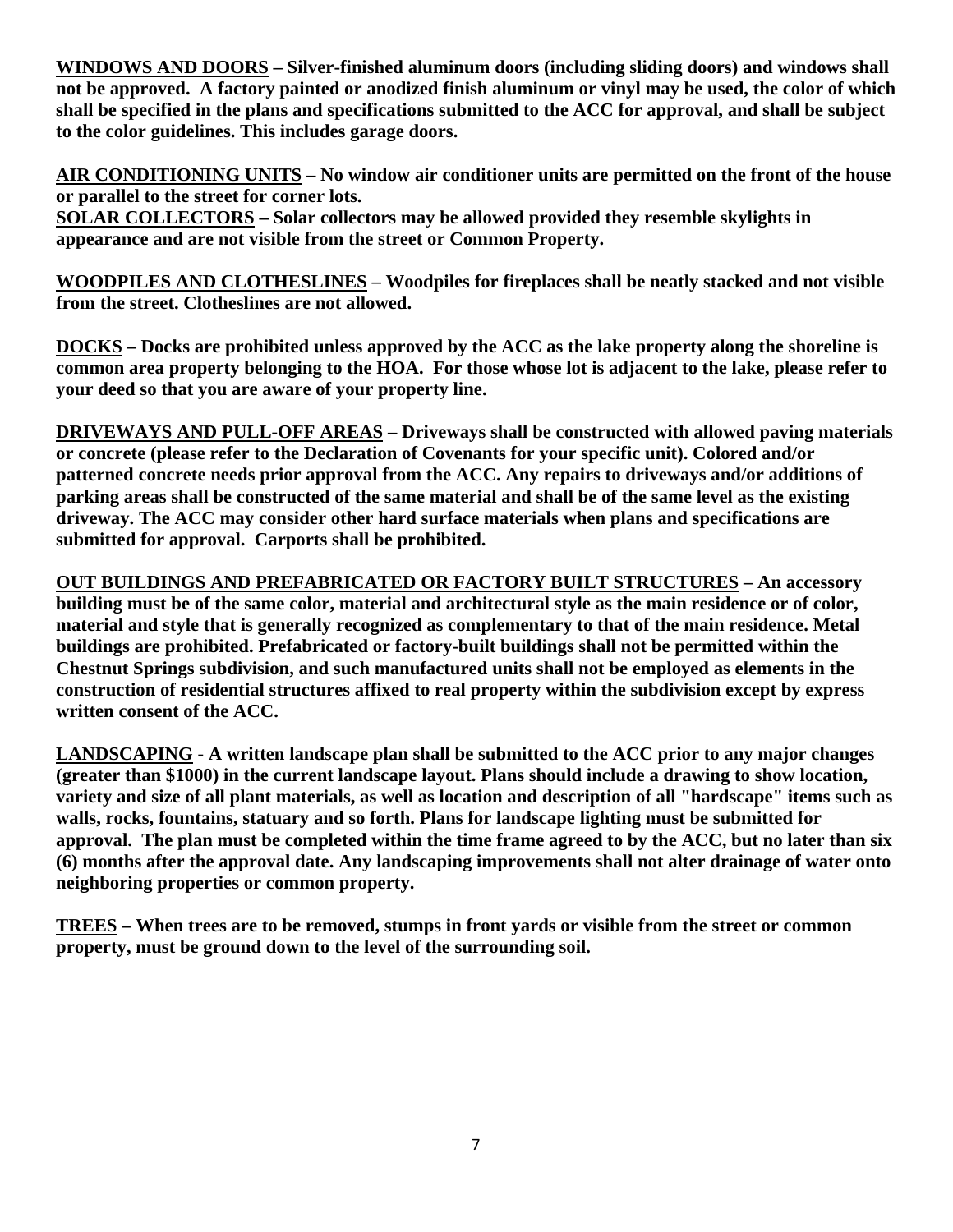**<u>WINDOWS AND DOORS</u> – Silver-finished aluminum doors (including sliding doors) and windows shall not be approved. A factory painted or anodized finish aluminum or vinyl may be used, the color of which shall be specified in the plans and specifications submitted to the ACC for approval, and shall be subject to the color guidelines. This includes garage doors.**

**<u>AIR CONDITIONING UNITS</u> – No window air conditioner units are permitted on the front of the house or parallel to the street for corner lots.**
**<u>SOLAR COLLECTORS</u> – Solar collectors may be allowed provided they resemble skylights in appearance and are not visible from the street or Common Property.**

**<u>WOODPILES AND CLOTHESLINES</u> – Woodpiles for fireplaces shall be neatly stacked and not visible from the street. Clotheslines are not allowed.**

**<u>DOCKS</u> – Docks are prohibited unless approved by the ACC as the lake property along the shoreline is common area property belonging to the HOA. For those whose lot is adjacent to the lake, please refer to your deed so that you are aware of your property line.**

**<u>DRIVEWAYS AND PULL-OFF AREAS</u> – Driveways shall be constructed with allowed paving materials or concrete (please refer to the Declaration of Covenants for your specific unit). Colored and/or patterned concrete needs prior approval from the ACC. Any repairs to driveways and/or additions of parking areas shall be constructed of the same material and shall be of the same level as the existing driveway. The ACC may consider other hard surface materials when plans and specifications are submitted for approval. Carports shall be prohibited.**

**<u>OUT BUILDINGS AND PREFABRICATED OR FACTORY BUILT STRUCTURES</u> – An accessory building must be of the same color, material and architectural style as the main residence or of color, material and style that is generally recognized as complementary to that of the main residence. Metal buildings are prohibited. Prefabricated or factory-built buildings shall not be permitted within the Chestnut Springs subdivision, and such manufactured units shall not be employed as elements in the construction of residential structures affixed to real property within the subdivision except by express written consent of the ACC.**

**<u>LANDSCAPING</u> - A written landscape plan shall be submitted to the ACC prior to any major changes (greater than $1000) in the current landscape layout. Plans should include a drawing to show location, variety and size of all plant materials, as well as location and description of all "hardscape" items such as walls, rocks, fountains, statuary and so forth. Plans for landscape lighting must be submitted for approval. The plan must be completed within the time frame agreed to by the ACC, but no later than six (6) months after the approval date. Any landscaping improvements shall not alter drainage of water onto neighboring properties or common property.**

**<u>TREES</u> – When trees are to be removed, stumps in front yards or visible from the street or common property, must be ground down to the level of the surrounding soil.**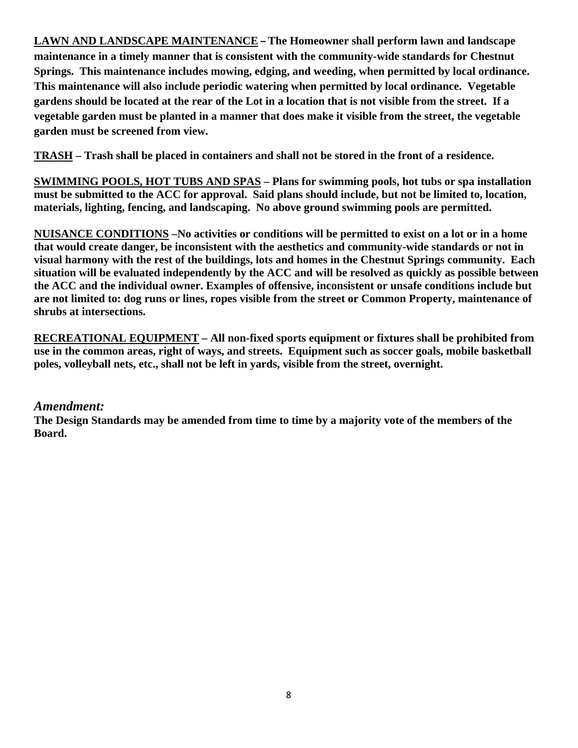**<u>LAWN AND LANDSCAPE MAINTENANCE</u> – The Homeowner shall perform lawn and landscape maintenance in a timely manner that is consistent with the community-wide standards for Chestnut Springs. This maintenance includes mowing, edging, and weeding, when permitted by local ordinance. This maintenance will also include periodic watering when permitted by local ordinance. Vegetable gardens should be located at the rear of the Lot in a location that is not visible from the street. If a vegetable garden must be planted in a manner that does make it visible from the street, the vegetable garden must be screened from view.**

**<u>TRASH</u> – Trash shall be placed in containers and shall not be stored in the front of a residence.**

**<u>SWIMMING POOLS, HOT TUBS AND SPAS</u> – Plans for swimming pools, hot tubs or spa installation must be submitted to the ACC for approval. Said plans should include, but not be limited to, location, materials, lighting, fencing, and landscaping. No above ground swimming pools are permitted.**

**<u>NUISANCE CONDITIONS</u> –No activities or conditions will be permitted to exist on a lot or in a home that would create danger, be inconsistent with the aesthetics and community-wide standards or not in visual harmony with the rest of the buildings, lots and homes in the Chestnut Springs community. Each situation will be evaluated independently by the ACC and will be resolved as quickly as possible between the ACC and the individual owner. Examples of offensive, inconsistent or unsafe conditions include but are not limited to: dog runs or lines, ropes visible from the street or Common Property, maintenance of shrubs at intersections.**

**<u>RECREATIONAL EQUIPMENT</u> – All non-fixed sports equipment or fixtures shall be prohibited from use in the common areas, right of ways, and streets. Equipment such as soccer goals, mobile basketball poles, volleyball nets, etc., shall not be left in yards, visible from the street, overnight.**

## *Amendment:*

**The Design Standards may be amended from time to time by a majority vote of the members of the Board.**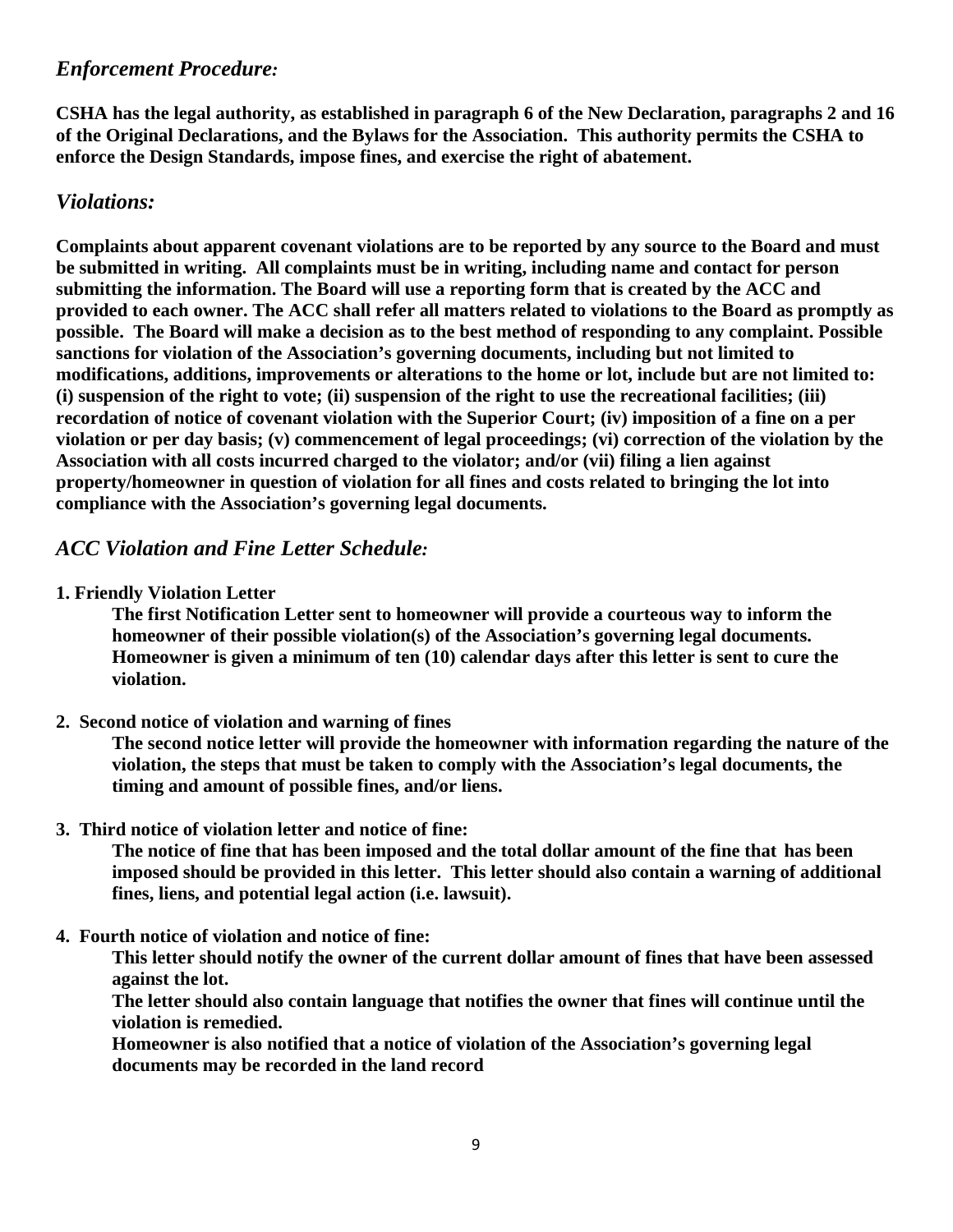## *Enforcement Procedure:*

**CSHA has the legal authority, as established in paragraph 6 of the New Declaration, paragraphs 2 and 16 of the Original Declarations, and the Bylaws for the Association. This authority permits the CSHA to enforce the Design Standards, impose fines, and exercise the right of abatement.**

## *Violations:*

**Complaints about apparent covenant violations are to be reported by any source to the Board and must be submitted in writing. All complaints must be in writing, including name and contact for person submitting the information. The Board will use a reporting form that is created by the ACC and provided to each owner. The ACC shall refer all matters related to violations to the Board as promptly as possible. The Board will make a decision as to the best method of responding to any complaint. Possible sanctions for violation of the Association's governing documents, including but not limited to modifications, additions, improvements or alterations to the home or lot, include but are not limited to: (i) suspension of the right to vote; (ii) suspension of the right to use the recreational facilities; (iii) recordation of notice of covenant violation with the Superior Court; (iv) imposition of a fine on a per violation or per day basis; (v) commencement of legal proceedings; (vi) correction of the violation by the Association with all costs incurred charged to the violator; and/or (vii) filing a lien against property/homeowner in question of violation for all fines and costs related to bringing the lot into compliance with the Association's governing legal documents.**

## *ACC Violation and Fine Letter Schedule:*

**1. Friendly Violation Letter**

**The first Notification Letter sent to homeowner will provide a courteous way to inform the homeowner of their possible violation(s) of the Association's governing legal documents. Homeowner is given a minimum of ten (10) calendar days after this letter is sent to cure the violation.**

**2. Second notice of violation and warning of fines**

**The second notice letter will provide the homeowner with information regarding the nature of the violation, the steps that must be taken to comply with the Association's legal documents, the timing and amount of possible fines, and/or liens.**

**3. Third notice of violation letter and notice of fine:**

**The notice of fine that has been imposed and the total dollar amount of the fine that has been imposed should be provided in this letter. This letter should also contain a warning of additional fines, liens, and potential legal action (i.e. lawsuit).**

**4. Fourth notice of violation and notice of fine:**

**This letter should notify the owner of the current dollar amount of fines that have been assessed against the lot.**

**The letter should also contain language that notifies the owner that fines will continue until the violation is remedied.**

**Homeowner is also notified that a notice of violation of the Association's governing legal documents may be recorded in the land record**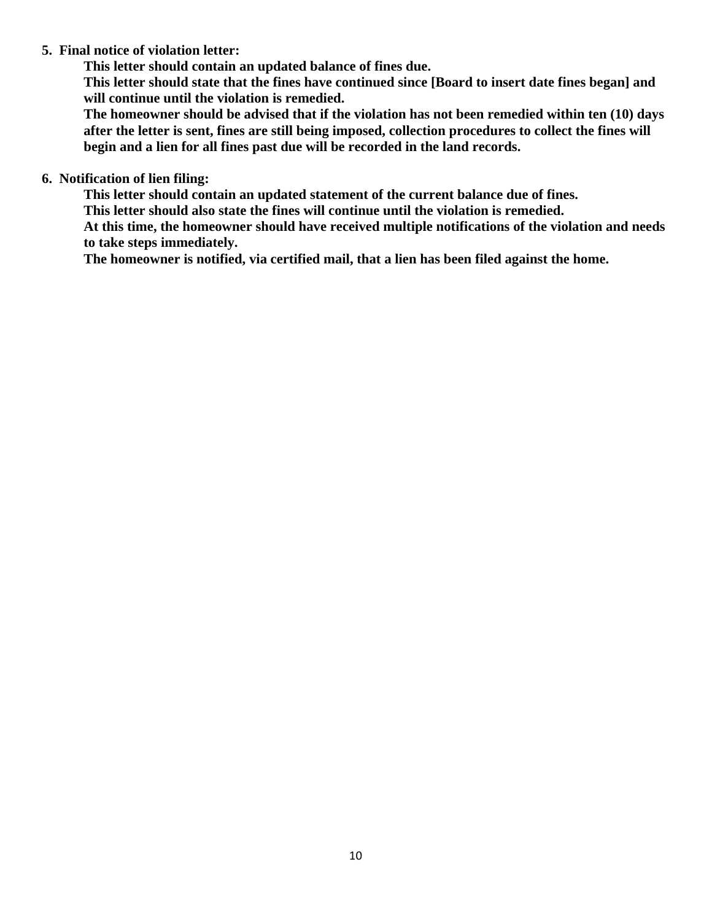5. **Final notice of violation letter:**

   **This letter should contain an updated balance of fines due.**

   **This letter should state that the fines have continued since [Board to insert date fines began] and will continue until the violation is remedied.**

   **The homeowner should be advised that if the violation has not been remedied within ten (10) days after the letter is sent, fines are still being imposed, collection procedures to collect the fines will begin and a lien for all fines past due will be recorded in the land records.**

6. **Notification of lien filing:**

   **This letter should contain an updated statement of the current balance due of fines.**

   **This letter should also state the fines will continue until the violation is remedied.**

   **At this time, the homeowner should have received multiple notifications of the violation and needs to take steps immediately.**

   **The homeowner is notified, via certified mail, that a lien has been filed against the home.**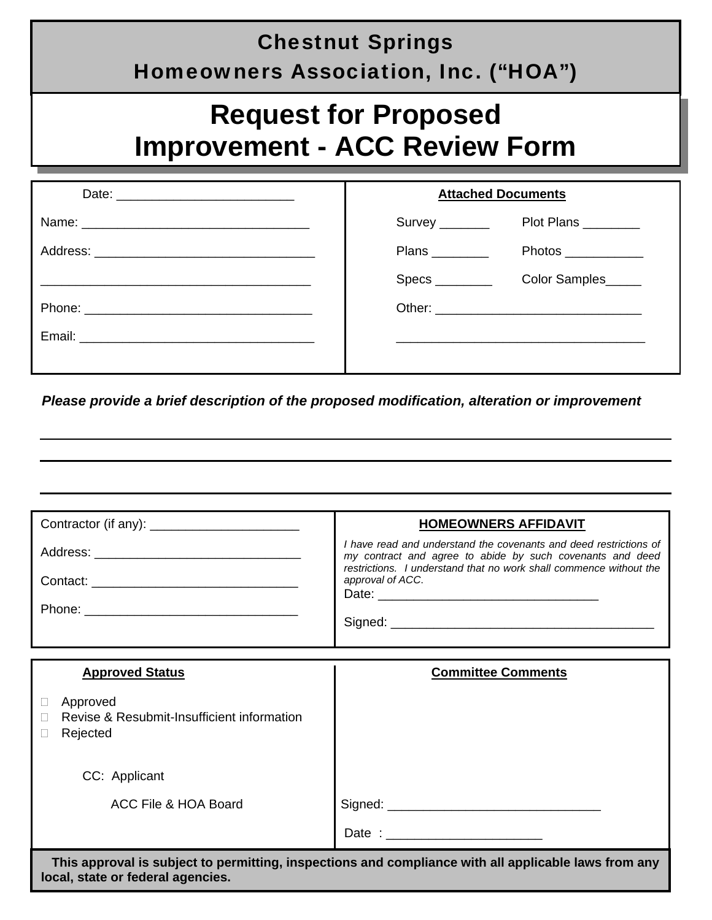# Chestnut Springs Homeowners Association, Inc. ("HOA")

# Request for Proposed Improvement - ACC Review Form

Date: ________________________

Name: ________________________________

Address: ________________________________

______________________________________

Phone: ________________________________

Email: ________________________________

**Attached Documents**

Survey _______ Plot Plans ________

Plans ________ Photos ___________

Specs ________ Color Samples_____

Other: _____________________________

___________________________________

***Please provide a brief description of the proposed modification, alteration or improvement***

______________________________________________________________________________

______________________________________________________________________________

______________________________________________________________________________

Contractor (if any): _____________________

Address: _____________________________

Contact: _____________________________

Phone: ______________________________

**HOMEOWNERS AFFIDAVIT**

*I have read and understand the covenants and deed restrictions of my contract and agree to abide by such covenants and deed restrictions. I understand that no work shall commence without the approval of ACC.*

Date: _______________________________

Signed: _____________________________________

**Approved Status**

- ☐ Approved
- ☐ Revise & Resubmit-Insufficient information
- ☐ Rejected

CC: Applicant

ACC File & HOA Board

**Committee Comments**

Signed: ______________________________

Date : ______________________

**This approval is subject to permitting, inspections and compliance with all applicable laws from any local, state or federal agencies.**